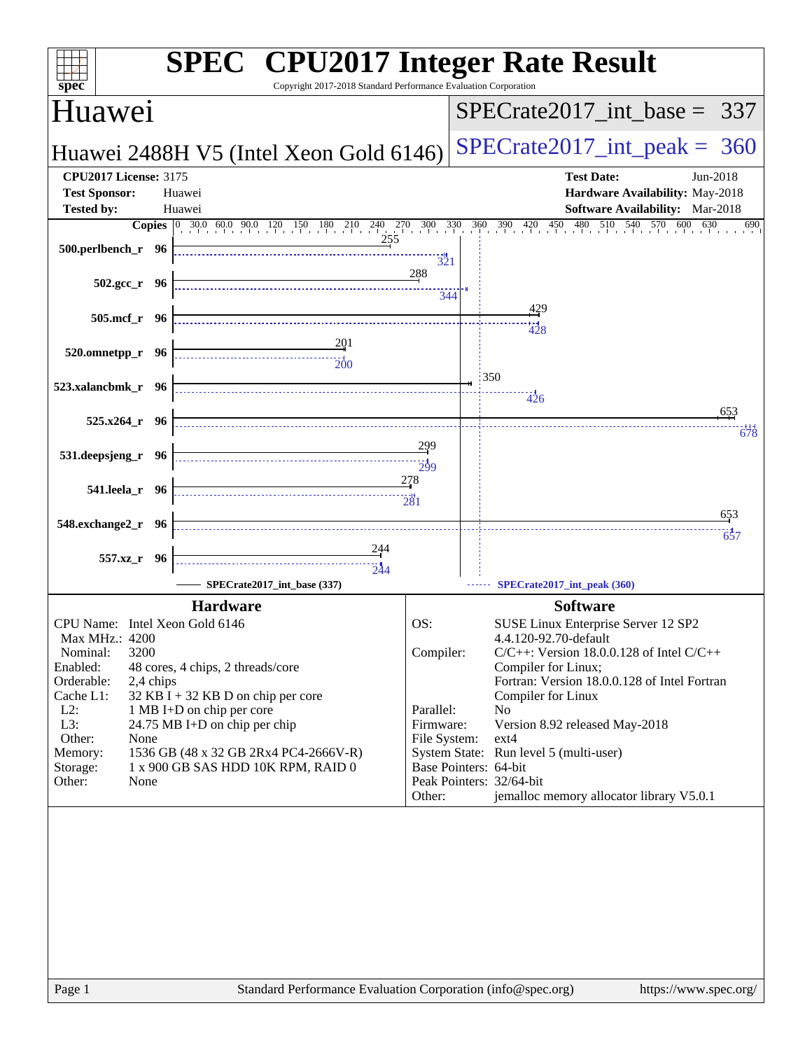# SPEC CPU2017 Integer Rate Result

Copyright 2017-2018 Standard Performance Evaluation Corporation

## Huawei

**Huawei 2488H V5 (Intel Xeon Gold 6146)**

SPECrate2017_int_base = 337

SPECrate2017_int_peak = 360

| | | | |
|---|---|---|---|
| **CPU2017 License:** | 3175 | **Test Date:** | Jun-2018 |
| **Test Sponsor:** | Huawei | **Hardware Availability:** | May-2018 |
| **Tested by:** | Huawei | **Software Availability:** | Mar-2018 |

| Benchmark | Copies | SPECrate2017_int_base (337) | SPECrate2017_int_peak (360) |
|---|---|---|---|
| 500.perlbench_r | 96 | 255 | 321 |
| 502.gcc_r | 96 | 288 | 344 |
| 505.mcf_r | 96 | 429 | 428 |
| 520.omnetpp_r | 96 | 201 | 200 |
| 523.xalancbmk_r | 96 | 350 | 426 |
| 525.x264_r | 96 | 653 | 678 |
| 531.deepsjeng_r | 96 | 299 | 299 |
| 541.leela_r | 96 | 278 | 281 |
| 548.exchange2_r | 96 | 653 | 657 |
| 557.xz_r | 96 | 244 | 244 |

## Hardware

| | |
|---|---|
| CPU Name: | Intel Xeon Gold 6146 |
| Max MHz.: | 4200 |
| Nominal: | 3200 |
| Enabled: | 48 cores, 4 chips, 2 threads/core |
| Orderable: | 2,4 chips |
| Cache L1: | 32 KB I + 32 KB D on chip per core |
| L2: | 1 MB I+D on chip per core |
| L3: | 24.75 MB I+D on chip per chip |
| Other: | None |
| Memory: | 1536 GB (48 x 32 GB 2Rx4 PC4-2666V-R) |
| Storage: | 1 x 900 GB SAS HDD 10K RPM, RAID 0 |
| Other: | None |

## Software

| | |
|---|---|
| OS: | SUSE Linux Enterprise Server 12 SP2 4.4.120-92.70-default |
| Compiler: | C/C++: Version 18.0.0.128 of Intel C/C++ Compiler for Linux; Fortran: Version 18.0.0.128 of Intel Fortran Compiler for Linux |
| Parallel: | No |
| Firmware: | Version 8.92 released May-2018 |
| File System: | ext4 |
| System State: | Run level 5 (multi-user) |
| Base Pointers: | 64-bit |
| Peak Pointers: | 32/64-bit |
| Other: | jemalloc memory allocator library V5.0.1 |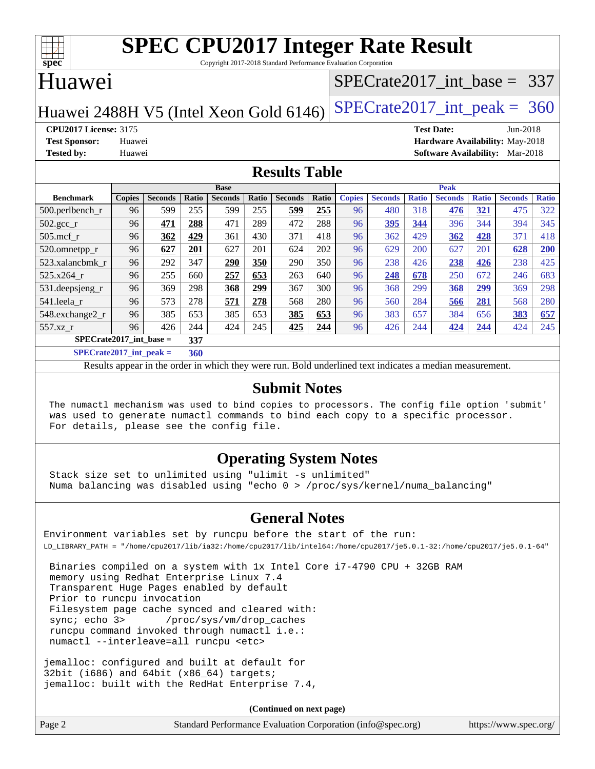# SPEC CPU2017 Integer Rate Result

Copyright 2017-2018 Standard Performance Evaluation Corporation

## Huawei

Huawei 2488H V5 (Intel Xeon Gold 6146)

SPECrate2017_int_base = 337

SPECrate2017_int_peak = 360

**CPU2017 License:** 3175
**Test Sponsor:** Huawei
**Tested by:** Huawei

**Test Date:** Jun-2018
**Hardware Availability:** May-2018
**Software Availability:** Mar-2018

## Results Table

| Benchmark | Base | | | | | | | Peak | | | | | | |
|---|---|---|---|---|---|---|---|---|---|---|---|---|---|---|
| | Copies | Seconds | Ratio | Seconds | Ratio | Seconds | Ratio | Copies | Seconds | Ratio | Seconds | Ratio | Seconds | Ratio |
| 500.perlbench_r | 96 | 599 | 255 | 599 | 255 | **599** | **255** | 96 | 480 | 318 | **476** | **321** | 475 | 322 |
| 502.gcc_r | 96 | **471** | **288** | 471 | 289 | 472 | 288 | 96 | **395** | **344** | 396 | 344 | 394 | 345 |
| 505.mcf_r | 96 | **362** | **429** | 361 | 430 | 371 | 418 | 96 | 362 | 429 | **362** | **428** | 371 | 418 |
| 520.omnetpp_r | 96 | **627** | **201** | 627 | 201 | 624 | 202 | 96 | 629 | 200 | 627 | 201 | **628** | **200** |
| 523.xalancbmk_r | 96 | 292 | 347 | **290** | **350** | 290 | 350 | 96 | 238 | 426 | **238** | **426** | 238 | 425 |
| 525.x264_r | 96 | 255 | 660 | **257** | **653** | 263 | 640 | 96 | **248** | **678** | 250 | 672 | 246 | 683 |
| 531.deepsjeng_r | 96 | 369 | 298 | **368** | **299** | 367 | 300 | 96 | 368 | 299 | **368** | **299** | 369 | 298 |
| 541.leela_r | 96 | 573 | 278 | **571** | **278** | 568 | 280 | 96 | 560 | 284 | **566** | **281** | 568 | 280 |
| 548.exchange2_r | 96 | 385 | 653 | 385 | 653 | **385** | **653** | 96 | 383 | 657 | 384 | 656 | **383** | **657** |
| 557.xz_r | 96 | 426 | 244 | 424 | 245 | **425** | **244** | 96 | 426 | 244 | **424** | **244** | 424 | 245 |

**SPECrate2017_int_base = 337**

**SPECrate2017_int_peak = 360**

Results appear in the order in which they were run. Bold underlined text indicates a median measurement.

## Submit Notes

```
The numactl mechanism was used to bind copies to processors. The config file option 'submit'
was used to generate numactl commands to bind each copy to a specific processor.
For details, please see the config file.
```

## Operating System Notes

```
Stack size set to unlimited using "ulimit -s unlimited"
Numa balancing was disabled using "echo 0 > /proc/sys/kernel/numa_balancing"
```

## General Notes

```
Environment variables set by runcpu before the start of the run:
LD_LIBRARY_PATH = "/home/cpu2017/lib/ia32:/home/cpu2017/lib/intel64:/home/cpu2017/je5.0.1-32:/home/cpu2017/je5.0.1-64"

 Binaries compiled on a system with 1x Intel Core i7-4790 CPU + 32GB RAM
 memory using Redhat Enterprise Linux 7.4
 Transparent Huge Pages enabled by default
 Prior to runcpu invocation
 Filesystem page cache synced and cleared with:
 sync; echo 3>       /proc/sys/vm/drop_caches
 runcpu command invoked through numactl i.e.:
 numactl --interleave=all runcpu <etc>

jemalloc: configured and built at default for
32bit (i686) and 64bit (x86_64) targets;
jemalloc: built with the RedHat Enterprise 7.4,
```

**(Continued on next page)**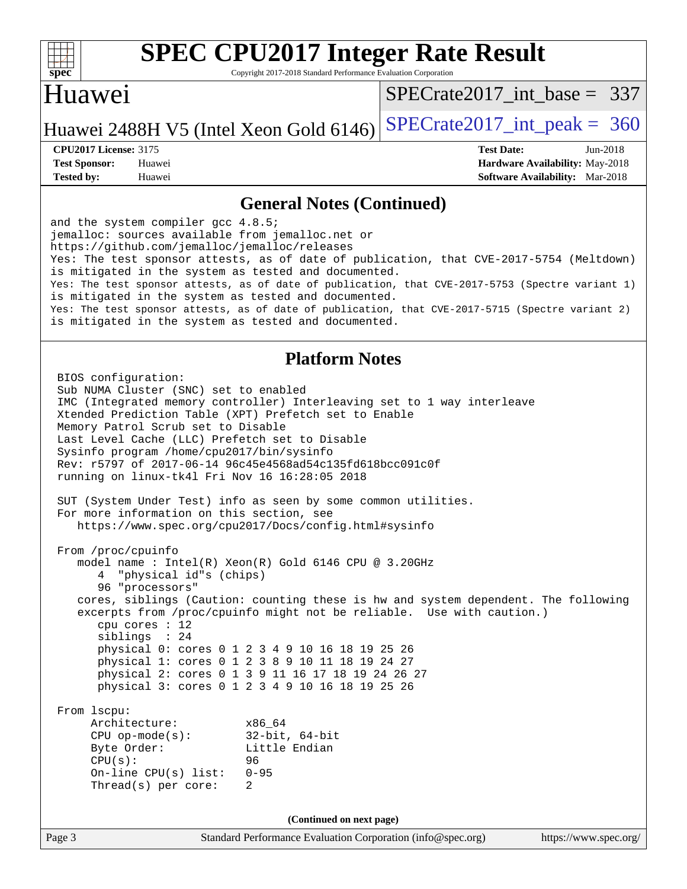# SPEC CPU2017 Integer Rate Result

Copyright 2017-2018 Standard Performance Evaluation Corporation

## Huawei

Huawei 2488H V5 (Intel Xeon Gold 6146)

SPECrate2017_int_base = 337

SPECrate2017_int_peak = 360

**CPU2017 License:** 3175
**Test Sponsor:** Huawei
**Tested by:** Huawei

**Test Date:** Jun-2018
**Hardware Availability:** May-2018
**Software Availability:** Mar-2018

## General Notes (Continued)

```
and the system compiler gcc 4.8.5;
jemalloc: sources available from jemalloc.net or
https://github.com/jemalloc/jemalloc/releases
Yes: The test sponsor attests, as of date of publication, that CVE-2017-5754 (Meltdown)
is mitigated in the system as tested and documented.
Yes: The test sponsor attests, as of date of publication, that CVE-2017-5753 (Spectre variant 1)
is mitigated in the system as tested and documented.
Yes: The test sponsor attests, as of date of publication, that CVE-2017-5715 (Spectre variant 2)
is mitigated in the system as tested and documented.
```

## Platform Notes

```
BIOS configuration:
Sub NUMA Cluster (SNC) set to enabled
IMC (Integrated memory controller) Interleaving set to 1 way interleave
Xtended Prediction Table (XPT) Prefetch set to Enable
Memory Patrol Scrub set to Disable
Last Level Cache (LLC) Prefetch set to Disable
Sysinfo program /home/cpu2017/bin/sysinfo
Rev: r5797 of 2017-06-14 96c45e4568ad54c135fd618bcc091c0f
running on linux-tk4l Fri Nov 16 16:28:05 2018

SUT (System Under Test) info as seen by some common utilities.
For more information on this section, see
   https://www.spec.org/cpu2017/Docs/config.html#sysinfo

From /proc/cpuinfo
   model name : Intel(R) Xeon(R) Gold 6146 CPU @ 3.20GHz
      4  "physical id"s (chips)
      96 "processors"
   cores, siblings (Caution: counting these is hw and system dependent. The following
   excerpts from /proc/cpuinfo might not be reliable.  Use with caution.)
      cpu cores : 12
      siblings  : 24
      physical 0: cores 0 1 2 3 4 9 10 16 18 19 25 26
      physical 1: cores 0 1 2 3 8 9 10 11 18 19 24 27
      physical 2: cores 0 1 3 9 11 16 17 18 19 24 26 27
      physical 3: cores 0 1 2 3 4 9 10 16 18 19 25 26

From lscpu:
     Architecture:          x86_64
     CPU op-mode(s):        32-bit, 64-bit
     Byte Order:            Little Endian
     CPU(s):                96
     On-line CPU(s) list:   0-95
     Thread(s) per core:    2
```

**(Continued on next page)**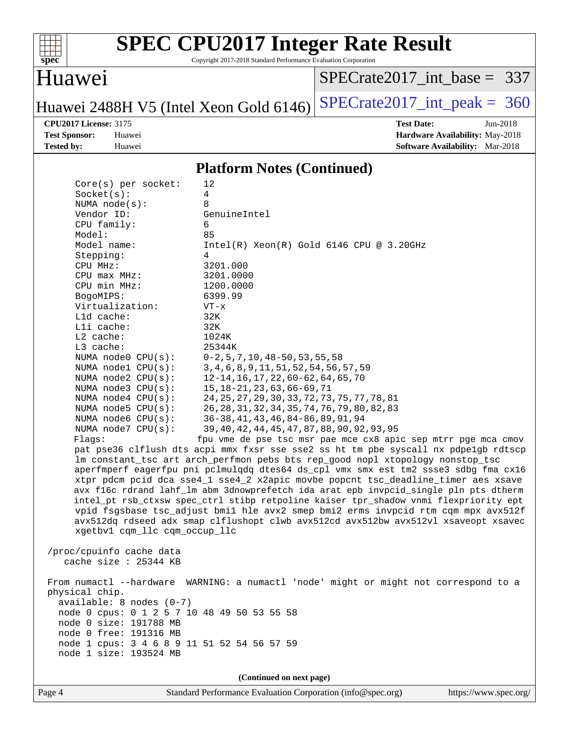## Platform Notes (Continued)

```
Core(s) per socket:    12
Socket(s):             4
NUMA node(s):          8
Vendor ID:             GenuineIntel
CPU family:            6
Model:                 85
Model name:            Intel(R) Xeon(R) Gold 6146 CPU @ 3.20GHz
Stepping:              4
CPU MHz:               3201.000
CPU max MHz:           3201.0000
CPU min MHz:           1200.0000
BogoMIPS:              6399.99
Virtualization:        VT-x
L1d cache:             32K
L1i cache:             32K
L2 cache:              1024K
L3 cache:              25344K
NUMA node0 CPU(s):     0-2,5,7,10,48-50,53,55,58
NUMA node1 CPU(s):     3,4,6,8,9,11,51,52,54,56,57,59
NUMA node2 CPU(s):     12-14,16,17,22,60-62,64,65,70
NUMA node3 CPU(s):     15,18-21,23,63,66-69,71
NUMA node4 CPU(s):     24,25,27,29,30,33,72,73,75,77,78,81
NUMA node5 CPU(s):     26,28,31,32,34,35,74,76,79,80,82,83
NUMA node6 CPU(s):     36-38,41,43,46,84-86,89,91,94
NUMA node7 CPU(s):     39,40,42,44,45,47,87,88,90,92,93,95
Flags:                 fpu vme de pse tsc msr pae mce cx8 apic sep mtrr pge mca cmov
pat pse36 clflush dts acpi mmx fxsr sse sse2 ss ht tm pbe syscall nx pdpe1gb rdtscp
lm constant_tsc art arch_perfmon pebs bts rep_good nopl xtopology nonstop_tsc
aperfmperf eagerfpu pni pclmulqdq dtes64 ds_cpl vmx smx est tm2 ssse3 sdbg fma cx16
xtpr pdcm pcid dca sse4_1 sse4_2 x2apic movbe popcnt tsc_deadline_timer aes xsave
avx f16c rdrand lahf_lm abm 3dnowprefetch ida arat epb invpcid_single pln pts dtherm
intel_pt rsb_ctxsw spec_ctrl stibp retpoline kaiser tpr_shadow vnmi flexpriority ept
vpid fsgsbase tsc_adjust bmi1 hle avx2 smep bmi2 erms invpcid rtm cqm mpx avx512f
avx512dq rdseed adx smap clflushopt clwb avx512cd avx512bw avx512vl xsaveopt xsavec
xgetbv1 cqm_llc cqm_occup_llc

/proc/cpuinfo cache data
   cache size : 25344 KB

From numactl --hardware  WARNING: a numactl 'node' might or might not correspond to a
physical chip.
  available: 8 nodes (0-7)
  node 0 cpus: 0 1 2 5 7 10 48 49 50 53 55 58
  node 0 size: 191788 MB
  node 0 free: 191316 MB
  node 1 cpus: 3 4 6 8 9 11 51 52 54 56 57 59
  node 1 size: 193524 MB
```

**(Continued on next page)**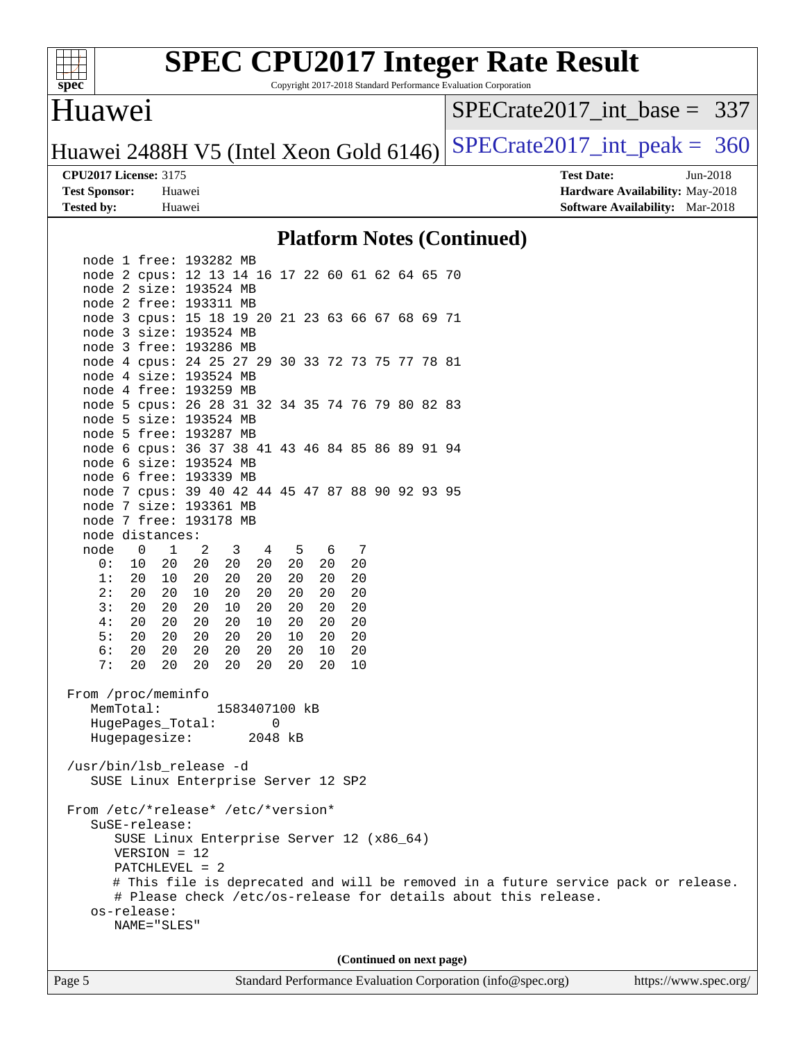## Platform Notes (Continued)

```
node 1 free: 193282 MB
node 2 cpus: 12 13 14 16 17 22 60 61 62 64 65 70
node 2 size: 193524 MB
node 2 free: 193311 MB
node 3 cpus: 15 18 19 20 21 23 63 66 67 68 69 71
node 3 size: 193524 MB
node 3 free: 193286 MB
node 4 cpus: 24 25 27 29 30 33 72 73 75 77 78 81
node 4 size: 193524 MB
node 4 free: 193259 MB
node 5 cpus: 26 28 31 32 34 35 74 76 79 80 82 83
node 5 size: 193524 MB
node 5 free: 193287 MB
node 6 cpus: 36 37 38 41 43 46 84 85 86 89 91 94
node 6 size: 193524 MB
node 6 free: 193339 MB
node 7 cpus: 39 40 42 44 45 47 87 88 90 92 93 95
node 7 size: 193361 MB
node 7 free: 193178 MB
node distances:
node   0   1   2   3   4   5   6   7
  0:  10  20  20  20  20  20  20  20
  1:  20  10  20  20  20  20  20  20
  2:  20  20  10  20  20  20  20  20
  3:  20  20  20  10  20  20  20  20
  4:  20  20  20  20  10  20  20  20
  5:  20  20  20  20  20  10  20  20
  6:  20  20  20  20  20  20  10  20
  7:  20  20  20  20  20  20  20  10

From /proc/meminfo
   MemTotal:       1583407100 kB
   HugePages_Total:       0
   Hugepagesize:       2048 kB

/usr/bin/lsb_release -d
   SUSE Linux Enterprise Server 12 SP2

From /etc/*release* /etc/*version*
   SuSE-release:
      SUSE Linux Enterprise Server 12 (x86_64)
      VERSION = 12
      PATCHLEVEL = 2
      # This file is deprecated and will be removed in a future service pack or release.
      # Please check /etc/os-release for details about this release.
   os-release:
      NAME="SLES"
```

(Continued on next page)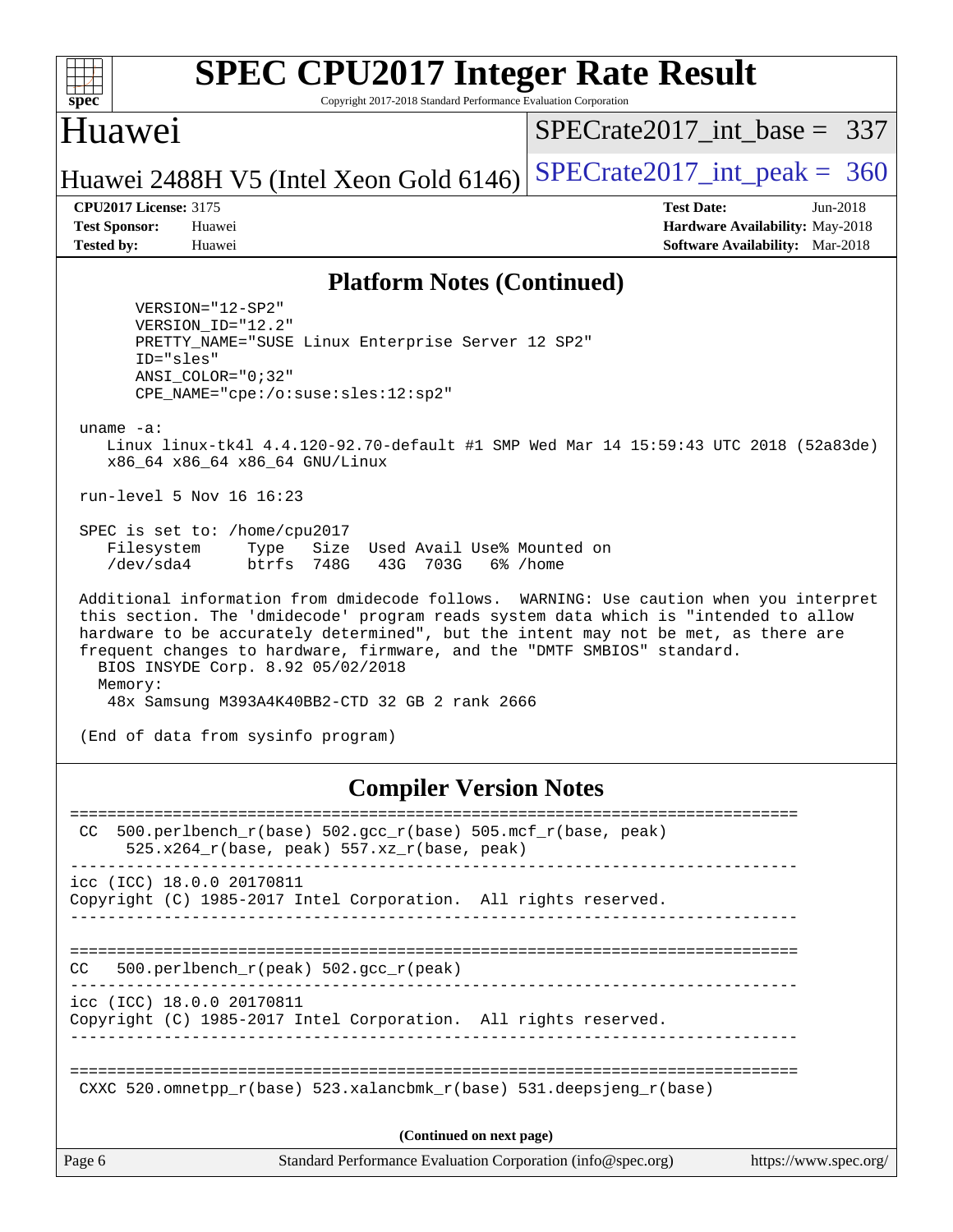## Platform Notes (Continued)

```
      VERSION="12-SP2"
      VERSION_ID="12.2"
      PRETTY_NAME="SUSE Linux Enterprise Server 12 SP2"
      ID="sles"
      ANSI_COLOR="0;32"
      CPE_NAME="cpe:/o:suse:sles:12:sp2"

 uname -a:
    Linux linux-tk4l 4.4.120-92.70-default #1 SMP Wed Mar 14 15:59:43 UTC 2018 (52a83de)
    x86_64 x86_64 x86_64 GNU/Linux

 run-level 5 Nov 16 16:23

 SPEC is set to: /home/cpu2017
    Filesystem     Type   Size  Used Avail Use% Mounted on
    /dev/sda4      btrfs  748G   43G  703G   6% /home

 Additional information from dmidecode follows.  WARNING: Use caution when you interpret
 this section. The 'dmidecode' program reads system data which is "intended to allow
 hardware to be accurately determined", but the intent may not be met, as there are
 frequent changes to hardware, firmware, and the "DMTF SMBIOS" standard.
   BIOS INSYDE Corp. 8.92 05/02/2018
   Memory:
    48x Samsung M393A4K40BB2-CTD 32 GB 2 rank 2666

 (End of data from sysinfo program)
```

## Compiler Version Notes

```
==============================================================================
 CC  500.perlbench_r(base) 502.gcc_r(base) 505.mcf_r(base, peak)
      525.x264_r(base, peak) 557.xz_r(base, peak)
------------------------------------------------------------------------------
icc (ICC) 18.0.0 20170811
Copyright (C) 1985-2017 Intel Corporation.  All rights reserved.
------------------------------------------------------------------------------

==============================================================================
CC   500.perlbench_r(peak) 502.gcc_r(peak)
------------------------------------------------------------------------------
icc (ICC) 18.0.0 20170811
Copyright (C) 1985-2017 Intel Corporation.  All rights reserved.
------------------------------------------------------------------------------

==============================================================================
 CXXC 520.omnetpp_r(base) 523.xalancbmk_r(base) 531.deepsjeng_r(base)
```

(Continued on next page)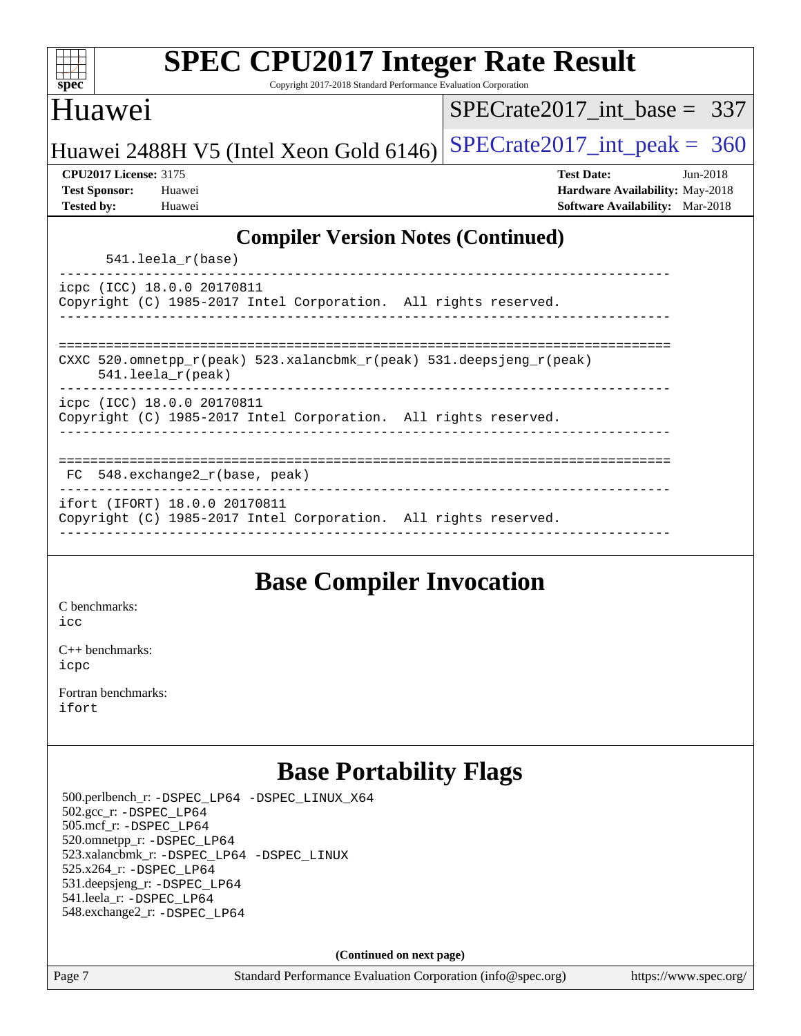## Compiler Version Notes (Continued)

```
      541.leela_r(base)
------------------------------------------------------------------------------
icpc (ICC) 18.0.0 20170811
Copyright (C) 1985-2017 Intel Corporation.  All rights reserved.
------------------------------------------------------------------------------

==============================================================================
CXXC 520.omnetpp_r(peak) 523.xalancbmk_r(peak) 531.deepsjeng_r(peak)
     541.leela_r(peak)
------------------------------------------------------------------------------
icpc (ICC) 18.0.0 20170811
Copyright (C) 1985-2017 Intel Corporation.  All rights reserved.
------------------------------------------------------------------------------

==============================================================================
 FC  548.exchange2_r(base, peak)
------------------------------------------------------------------------------
ifort (IFORT) 18.0.0 20170811
Copyright (C) 1985-2017 Intel Corporation.  All rights reserved.
------------------------------------------------------------------------------
```

## Base Compiler Invocation

C benchmarks:
icc

C++ benchmarks:
icpc

Fortran benchmarks:
ifort

## Base Portability Flags

500.perlbench_r: -DSPEC_LP64 -DSPEC_LINUX_X64
502.gcc_r: -DSPEC_LP64
505.mcf_r: -DSPEC_LP64
520.omnetpp_r: -DSPEC_LP64
523.xalancbmk_r: -DSPEC_LP64 -DSPEC_LINUX
525.x264_r: -DSPEC_LP64
531.deepsjeng_r: -DSPEC_LP64
541.leela_r: -DSPEC_LP64
548.exchange2_r: -DSPEC_LP64

**(Continued on next page)**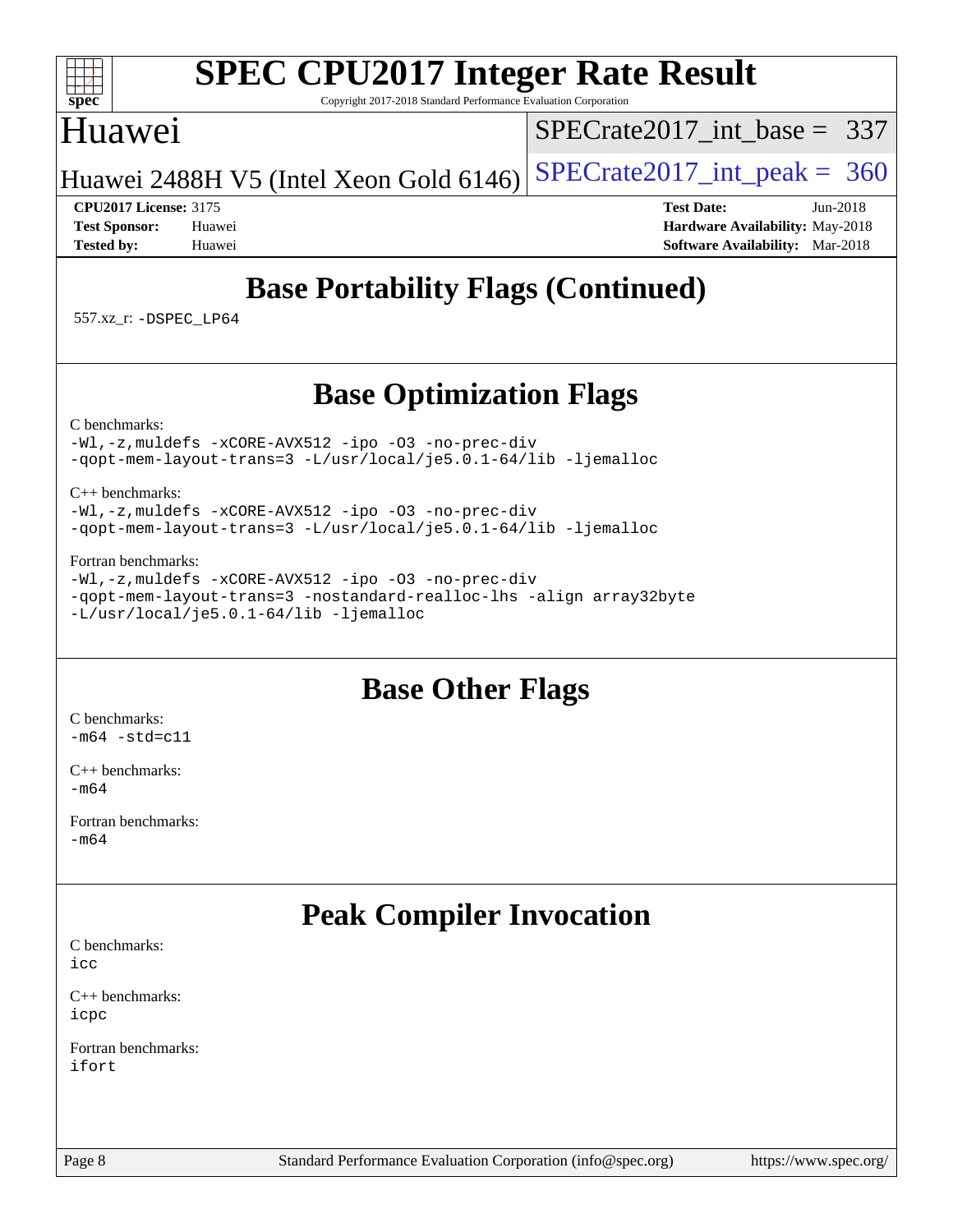# SPEC CPU2017 Integer Rate Result

Copyright 2017-2018 Standard Performance Evaluation Corporation

## Huawei

Huawei 2488H V5 (Intel Xeon Gold 6146)

SPECrate2017_int_base = 337

SPECrate2017_int_peak = 360

**CPU2017 License:** 3175
**Test Sponsor:** Huawei
**Tested by:** Huawei

**Test Date:** Jun-2018
**Hardware Availability:** May-2018
**Software Availability:** Mar-2018

## Base Portability Flags (Continued)

557.xz_r: -DSPEC_LP64

## Base Optimization Flags

C benchmarks:
```
-Wl,-z,muldefs -xCORE-AVX512 -ipo -O3 -no-prec-div
-qopt-mem-layout-trans=3 -L/usr/local/je5.0.1-64/lib -ljemalloc
```

C++ benchmarks:
```
-Wl,-z,muldefs -xCORE-AVX512 -ipo -O3 -no-prec-div
-qopt-mem-layout-trans=3 -L/usr/local/je5.0.1-64/lib -ljemalloc
```

Fortran benchmarks:
```
-Wl,-z,muldefs -xCORE-AVX512 -ipo -O3 -no-prec-div
-qopt-mem-layout-trans=3 -nostandard-realloc-lhs -align array32byte
-L/usr/local/je5.0.1-64/lib -ljemalloc
```

## Base Other Flags

C benchmarks:
```
-m64 -std=c11
```

C++ benchmarks:
```
-m64
```

Fortran benchmarks:
```
-m64
```

## Peak Compiler Invocation

C benchmarks:
```
icc
```

C++ benchmarks:
```
icpc
```

Fortran benchmarks:
```
ifort
```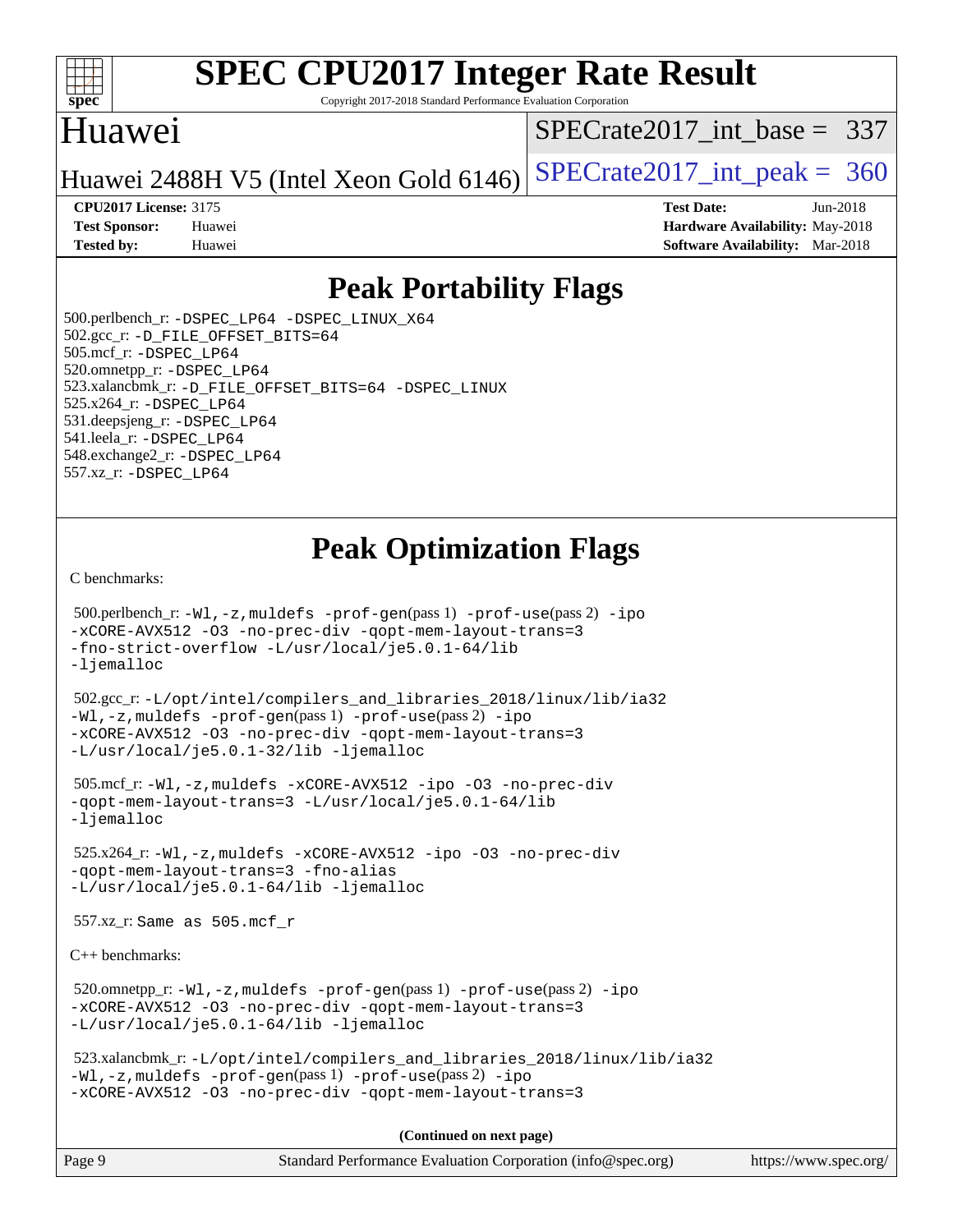# Peak Portability Flags

500.perlbench_r: -DSPEC_LP64 -DSPEC_LINUX_X64
502.gcc_r: -D_FILE_OFFSET_BITS=64
505.mcf_r: -DSPEC_LP64
520.omnetpp_r: -DSPEC_LP64
523.xalancbmk_r: -D_FILE_OFFSET_BITS=64 -DSPEC_LINUX
525.x264_r: -DSPEC_LP64
531.deepsjeng_r: -DSPEC_LP64
541.leela_r: -DSPEC_LP64
548.exchange2_r: -DSPEC_LP64
557.xz_r: -DSPEC_LP64

# Peak Optimization Flags

C benchmarks:

500.perlbench_r: -Wl,-z,muldefs -prof-gen(pass 1) -prof-use(pass 2) -ipo -xCORE-AVX512 -O3 -no-prec-div -qopt-mem-layout-trans=3 -fno-strict-overflow -L/usr/local/je5.0.1-64/lib -ljemalloc

502.gcc_r: -L/opt/intel/compilers_and_libraries_2018/linux/lib/ia32 -Wl,-z,muldefs -prof-gen(pass 1) -prof-use(pass 2) -ipo -xCORE-AVX512 -O3 -no-prec-div -qopt-mem-layout-trans=3 -L/usr/local/je5.0.1-32/lib -ljemalloc

505.mcf_r: -Wl,-z,muldefs -xCORE-AVX512 -ipo -O3 -no-prec-div -qopt-mem-layout-trans=3 -L/usr/local/je5.0.1-64/lib -ljemalloc

525.x264_r: -Wl,-z,muldefs -xCORE-AVX512 -ipo -O3 -no-prec-div -qopt-mem-layout-trans=3 -fno-alias -L/usr/local/je5.0.1-64/lib -ljemalloc

557.xz_r: Same as 505.mcf_r

C++ benchmarks:

520.omnetpp_r: -Wl,-z,muldefs -prof-gen(pass 1) -prof-use(pass 2) -ipo -xCORE-AVX512 -O3 -no-prec-div -qopt-mem-layout-trans=3 -L/usr/local/je5.0.1-64/lib -ljemalloc

523.xalancbmk_r: -L/opt/intel/compilers_and_libraries_2018/linux/lib/ia32 -Wl,-z,muldefs -prof-gen(pass 1) -prof-use(pass 2) -ipo -xCORE-AVX512 -O3 -no-prec-div -qopt-mem-layout-trans=3

**(Continued on next page)**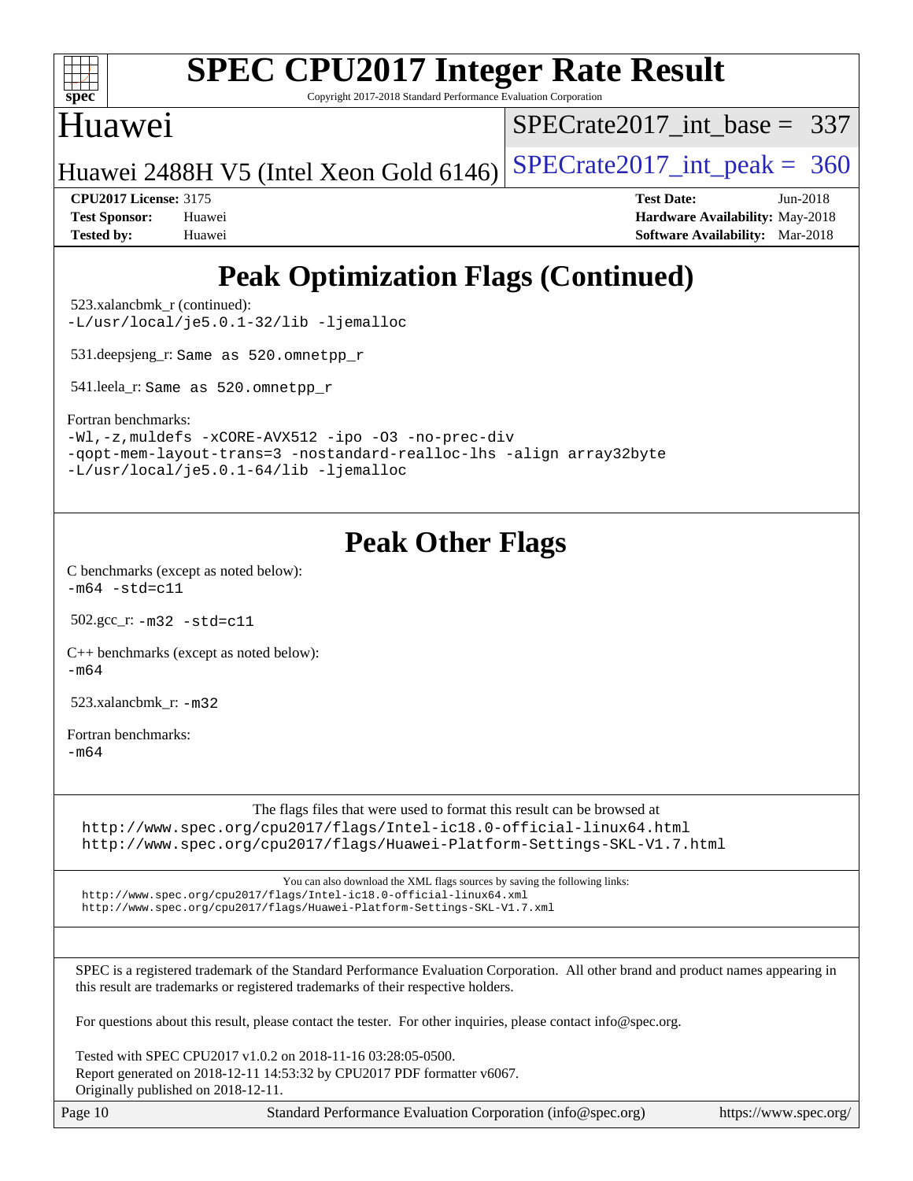# Peak Optimization Flags (Continued)

523.xalancbmk_r (continued):
-L/usr/local/je5.0.1-32/lib -ljemalloc

531.deepsjeng_r: Same as 520.omnetpp_r

541.leela_r: Same as 520.omnetpp_r

Fortran benchmarks:
-Wl,-z,muldefs -xCORE-AVX512 -ipo -O3 -no-prec-div
-qopt-mem-layout-trans=3 -nostandard-realloc-lhs -align array32byte
-L/usr/local/je5.0.1-64/lib -ljemalloc

# Peak Other Flags

C benchmarks (except as noted below):
-m64 -std=c11

502.gcc_r: -m32 -std=c11

C++ benchmarks (except as noted below):
-m64

523.xalancbmk_r: -m32

Fortran benchmarks:
-m64

The flags files that were used to format this result can be browsed at
http://www.spec.org/cpu2017/flags/Intel-ic18.0-official-linux64.html
http://www.spec.org/cpu2017/flags/Huawei-Platform-Settings-SKL-V1.7.html

You can also download the XML flags sources by saving the following links:
http://www.spec.org/cpu2017/flags/Intel-ic18.0-official-linux64.xml
http://www.spec.org/cpu2017/flags/Huawei-Platform-Settings-SKL-V1.7.xml

SPEC is a registered trademark of the Standard Performance Evaluation Corporation. All other brand and product names appearing in this result are trademarks or registered trademarks of their respective holders.

For questions about this result, please contact the tester. For other inquiries, please contact info@spec.org.

Tested with SPEC CPU2017 v1.0.2 on 2018-11-16 03:28:05-0500.
Report generated on 2018-12-11 14:53:32 by CPU2017 PDF formatter v6067.
Originally published on 2018-12-11.